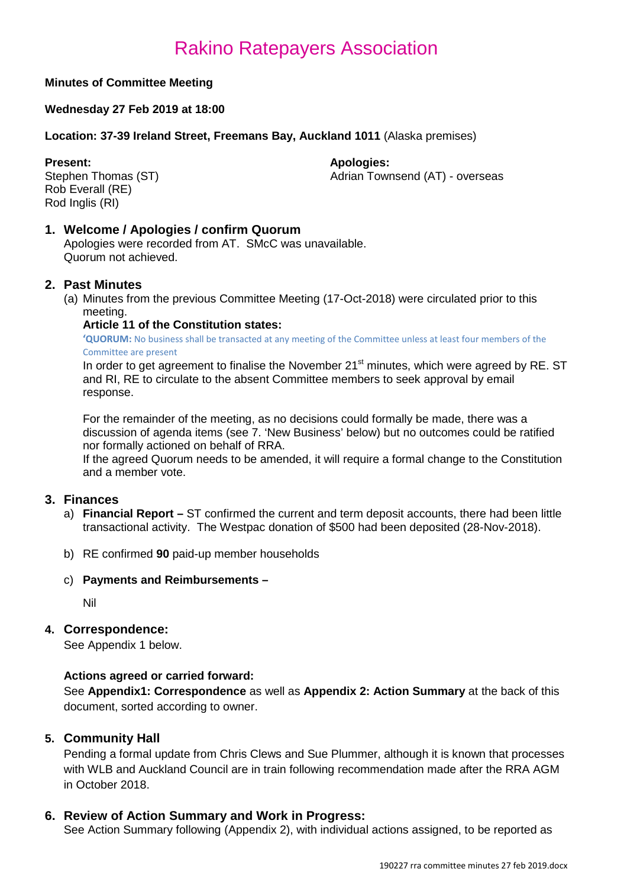# Rakino Ratepayers Association

**Minutes of Committee Meeting**

**Wednesday 27 Feb 2019 at 18:00**

**Location: 37-39 Ireland Street, Freemans Bay, Auckland 1011** (Alaska premises)

**Present:**
Stephen Thomas (ST)
Rob Everall (RE)
Rod Inglis (RI)

**Apologies:**
Adrian Townsend (AT) - overseas

## 1. Welcome / Apologies / confirm Quorum

Apologies were recorded from AT. SMcC was unavailable.
Quorum not achieved.

## 2. Past Minutes

(a) Minutes from the previous Committee Meeting (17-Oct-2018) were circulated prior to this meeting.

**Article 11 of the Constitution states:**

**'QUORUM:** No business shall be transacted at any meeting of the Committee unless at least four members of the Committee are present

In order to get agreement to finalise the November 21st minutes, which were agreed by RE. ST and RI, RE to circulate to the absent Committee members to seek approval by email response.

For the remainder of the meeting, as no decisions could formally be made, there was a discussion of agenda items (see 7. 'New Business' below) but no outcomes could be ratified nor formally actioned on behalf of RRA.

If the agreed Quorum needs to be amended, it will require a formal change to the Constitution and a member vote.

## 3. Finances

a) **Financial Report –** ST confirmed the current and term deposit accounts, there had been little transactional activity. The Westpac donation of $500 had been deposited (28-Nov-2018).

b) RE confirmed **90** paid-up member households

c) **Payments and Reimbursements –**

Nil

## 4. Correspondence:

See Appendix 1 below.

**Actions agreed or carried forward:**

See **Appendix1: Correspondence** as well as **Appendix 2: Action Summary** at the back of this document, sorted according to owner.

## 5. Community Hall

Pending a formal update from Chris Clews and Sue Plummer, although it is known that processes with WLB and Auckland Council are in train following recommendation made after the RRA AGM in October 2018.

## 6. Review of Action Summary and Work in Progress:

See Action Summary following (Appendix 2), with individual actions assigned, to be reported as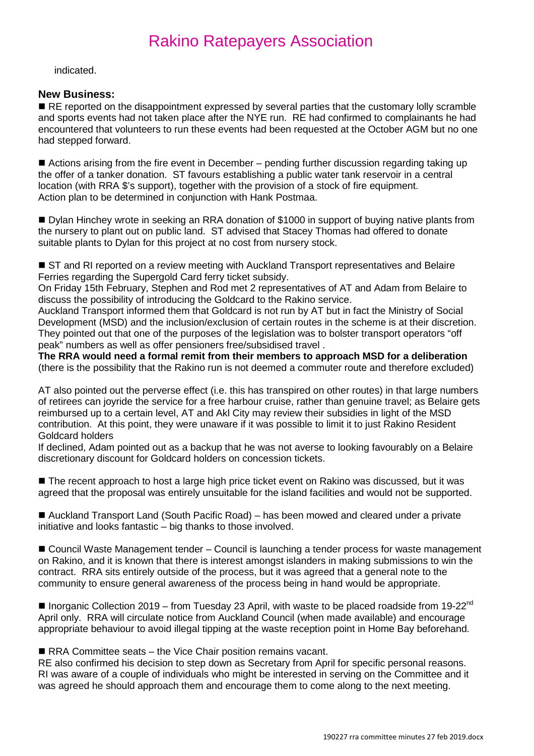indicated.

**New Business:**

■ RE reported on the disappointment expressed by several parties that the customary lolly scramble and sports events had not taken place after the NYE run. RE had confirmed to complainants he had encountered that volunteers to run these events had been requested at the October AGM but no one had stepped forward.

■ Actions arising from the fire event in December – pending further discussion regarding taking up the offer of a tanker donation. ST favours establishing a public water tank reservoir in a central location (with RRA $'s support), together with the provision of a stock of fire equipment. Action plan to be determined in conjunction with Hank Postmaa.

■ Dylan Hinchey wrote in seeking an RRA donation of $1000 in support of buying native plants from the nursery to plant out on public land. ST advised that Stacey Thomas had offered to donate suitable plants to Dylan for this project at no cost from nursery stock.

■ ST and RI reported on a review meeting with Auckland Transport representatives and Belaire Ferries regarding the Supergold Card ferry ticket subsidy.
On Friday 15th February, Stephen and Rod met 2 representatives of AT and Adam from Belaire to discuss the possibility of introducing the Goldcard to the Rakino service.
Auckland Transport informed them that Goldcard is not run by AT but in fact the Ministry of Social Development (MSD) and the inclusion/exclusion of certain routes in the scheme is at their discretion. They pointed out that one of the purposes of the legislation was to bolster transport operators "off peak" numbers as well as offer pensioners free/subsidised travel .
**The RRA would need a formal remit from their members to approach MSD for a deliberation** (there is the possibility that the Rakino run is not deemed a commuter route and therefore excluded)

AT also pointed out the perverse effect (i.e. this has transpired on other routes) in that large numbers of retirees can joyride the service for a free harbour cruise, rather than genuine travel; as Belaire gets reimbursed up to a certain level, AT and Akl City may review their subsidies in light of the MSD contribution. At this point, they were unaware if it was possible to limit it to just Rakino Resident Goldcard holders
If declined, Adam pointed out as a backup that he was not averse to looking favourably on a Belaire discretionary discount for Goldcard holders on concession tickets.

■ The recent approach to host a large high price ticket event on Rakino was discussed, but it was agreed that the proposal was entirely unsuitable for the island facilities and would not be supported.

■ Auckland Transport Land (South Pacific Road) – has been mowed and cleared under a private initiative and looks fantastic – big thanks to those involved.

■ Council Waste Management tender – Council is launching a tender process for waste management on Rakino, and it is known that there is interest amongst islanders in making submissions to win the contract. RRA sits entirely outside of the process, but it was agreed that a general note to the community to ensure general awareness of the process being in hand would be appropriate.

■ Inorganic Collection 2019 – from Tuesday 23 April, with waste to be placed roadside from 19-22nd April only. RRA will circulate notice from Auckland Council (when made available) and encourage appropriate behaviour to avoid illegal tipping at the waste reception point in Home Bay beforehand.

■ RRA Committee seats – the Vice Chair position remains vacant.
RE also confirmed his decision to step down as Secretary from April for specific personal reasons. RI was aware of a couple of individuals who might be interested in serving on the Committee and it was agreed he should approach them and encourage them to come along to the next meeting.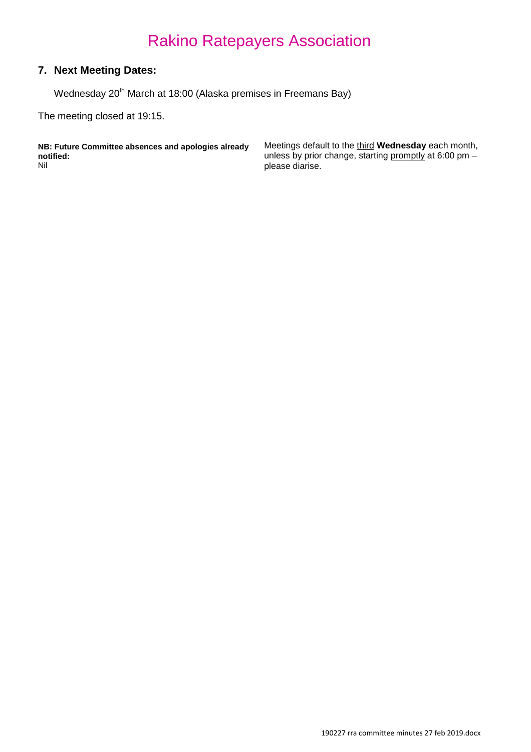## 7. Next Meeting Dates:

Wednesday 20th March at 18:00 (Alaska premises in Freemans Bay)

The meeting closed at 19:15.

**NB: Future Committee absences and apologies already notified:**
Nil

Meetings default to the third **Wednesday** each month, unless by prior change, starting promptly at 6:00 pm – please diarise.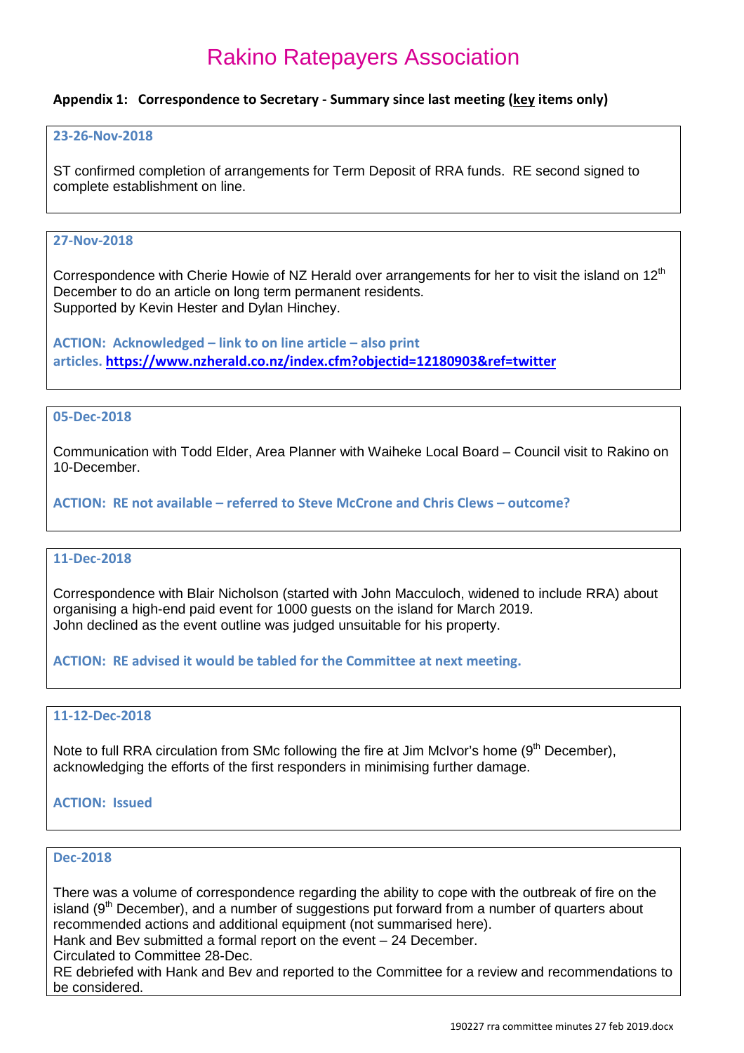# Rakino Ratepayers Association

**Appendix 1: Correspondence to Secretary - Summary since last meeting (key items only)**

**23-26-Nov-2018**

ST confirmed completion of arrangements for Term Deposit of RRA funds. RE second signed to complete establishment on line.

**27-Nov-2018**

Correspondence with Cherie Howie of NZ Herald over arrangements for her to visit the island on 12th December to do an article on long term permanent residents.
Supported by Kevin Hester and Dylan Hinchey.

**ACTION: Acknowledged – link to on line article – also print articles. https://www.nzherald.co.nz/index.cfm?objectid=12180903&ref=twitter**

**05-Dec-2018**

Communication with Todd Elder, Area Planner with Waiheke Local Board – Council visit to Rakino on 10-December.

**ACTION: RE not available – referred to Steve McCrone and Chris Clews – outcome?**

**11-Dec-2018**

Correspondence with Blair Nicholson (started with John Macculoch, widened to include RRA) about organising a high-end paid event for 1000 guests on the island for March 2019.
John declined as the event outline was judged unsuitable for his property.

**ACTION: RE advised it would be tabled for the Committee at next meeting.**

**11-12-Dec-2018**

Note to full RRA circulation from SMc following the fire at Jim McIvor's home (9th December), acknowledging the efforts of the first responders in minimising further damage.

**ACTION: Issued**

**Dec-2018**

There was a volume of correspondence regarding the ability to cope with the outbreak of fire on the island (9th December), and a number of suggestions put forward from a number of quarters about recommended actions and additional equipment (not summarised here).
Hank and Bev submitted a formal report on the event – 24 December.
Circulated to Committee 28-Dec.
RE debriefed with Hank and Bev and reported to the Committee for a review and recommendations to be considered.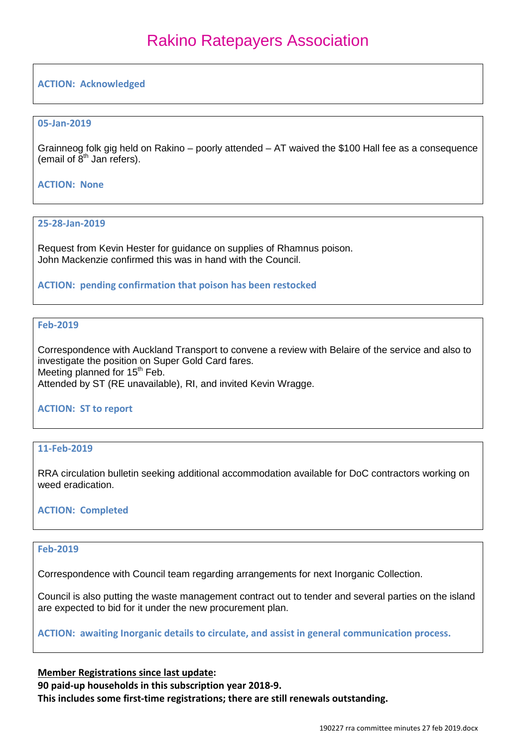# Rakino Ratepayers Association

**ACTION: Acknowledged**

---

**05-Jan-2019**

Grainneog folk gig held on Rakino – poorly attended – AT waived the $100 Hall fee as a consequence (email of 8th Jan refers).

**ACTION: None**

---

**25-28-Jan-2019**

Request from Kevin Hester for guidance on supplies of Rhamnus poison.
John Mackenzie confirmed this was in hand with the Council.

**ACTION: pending confirmation that poison has been restocked**

---

**Feb-2019**

Correspondence with Auckland Transport to convene a review with Belaire of the service and also to investigate the position on Super Gold Card fares.
Meeting planned for 15th Feb.
Attended by ST (RE unavailable), RI, and invited Kevin Wragge.

**ACTION: ST to report**

---

**11-Feb-2019**

RRA circulation bulletin seeking additional accommodation available for DoC contractors working on weed eradication.

**ACTION: Completed**

---

**Feb-2019**

Correspondence with Council team regarding arrangements for next Inorganic Collection.

Council is also putting the waste management contract out to tender and several parties on the island are expected to bid for it under the new procurement plan.

**ACTION: awaiting Inorganic details to circulate, and assist in general communication process.**

---

**Member Registrations since last update:**
**90 paid-up households in this subscription year 2018-9.**
**This includes some first-time registrations; there are still renewals outstanding.**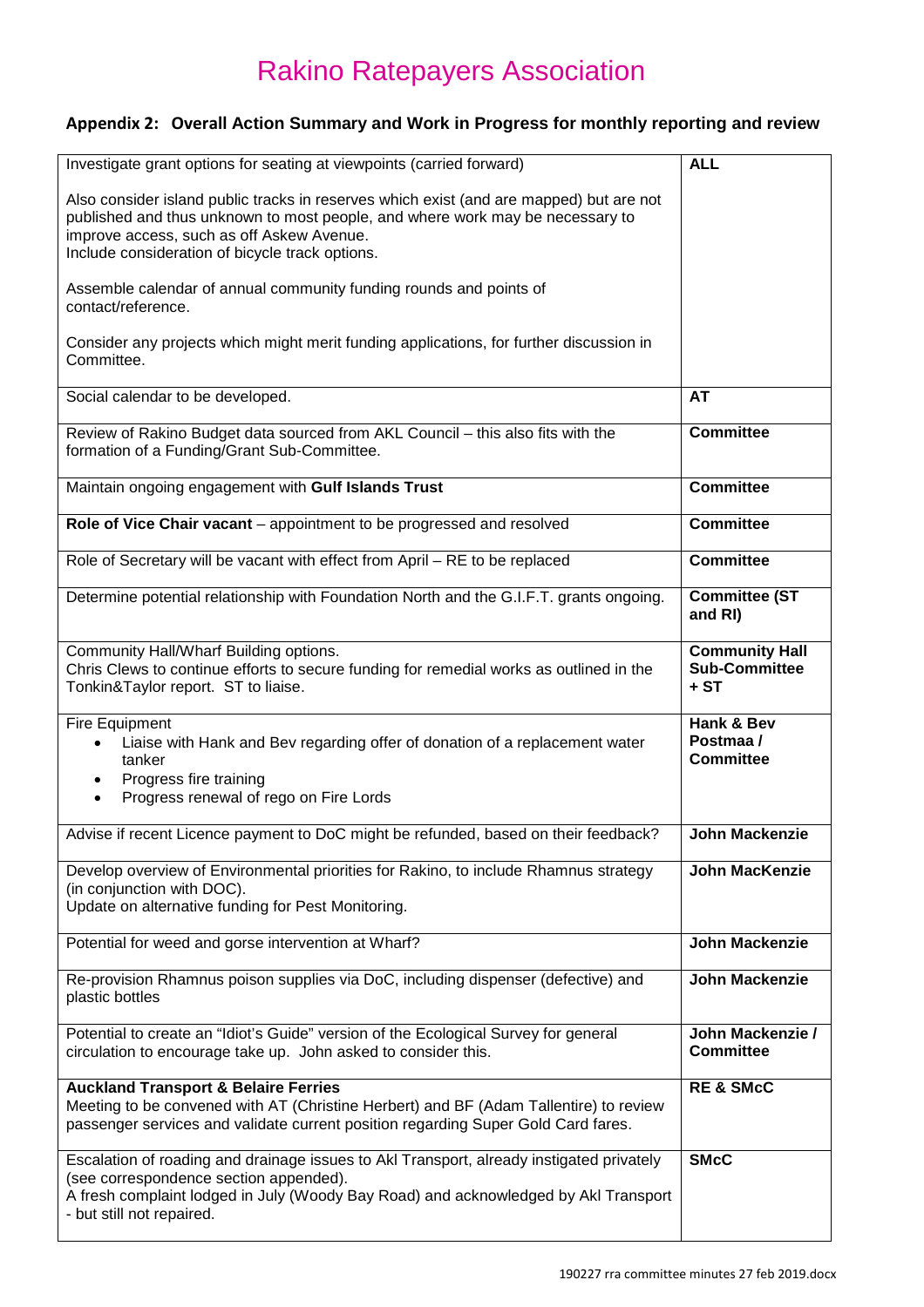# Rakino Ratepayers Association

## Appendix 2: Overall Action Summary and Work in Progress for monthly reporting and review

| Action | Responsibility |
|---|---|
| Investigate grant options for seating at viewpoints (carried forward)<br><br>Also consider island public tracks in reserves which exist (and are mapped) but are not published and thus unknown to most people, and where work may be necessary to improve access, such as off Askew Avenue.<br>Include consideration of bicycle track options.<br><br>Assemble calendar of annual community funding rounds and points of contact/reference.<br><br>Consider any projects which might merit funding applications, for further discussion in Committee. | **ALL** |
| Social calendar to be developed. | **AT** |
| Review of Rakino Budget data sourced from AKL Council – this also fits with the formation of a Funding/Grant Sub-Committee. | **Committee** |
| Maintain ongoing engagement with **Gulf Islands Trust** | **Committee** |
| **Role of Vice Chair vacant** – appointment to be progressed and resolved | **Committee** |
| Role of Secretary will be vacant with effect from April – RE to be replaced | **Committee** |
| Determine potential relationship with Foundation North and the G.I.F.T. grants ongoing. | **Committee (ST and RI)** |
| Community Hall/Wharf Building options.<br>Chris Clews to continue efforts to secure funding for remedial works as outlined in the Tonkin&Taylor report. ST to liaise. | **Community Hall Sub-Committee + ST** |
| Fire Equipment<br>• Liaise with Hank and Bev regarding offer of donation of a replacement water tanker<br>• Progress fire training<br>• Progress renewal of rego on Fire Lords | **Hank & Bev Postmaa / Committee** |
| Advise if recent Licence payment to DoC might be refunded, based on their feedback? | **John Mackenzie** |
| Develop overview of Environmental priorities for Rakino, to include Rhamnus strategy (in conjunction with DOC).<br>Update on alternative funding for Pest Monitoring. | **John MacKenzie** |
| Potential for weed and gorse intervention at Wharf? | **John Mackenzie** |
| Re-provision Rhamnus poison supplies via DoC, including dispenser (defective) and plastic bottles | **John Mackenzie** |
| Potential to create an "Idiot's Guide" version of the Ecological Survey for general circulation to encourage take up. John asked to consider this. | **John Mackenzie / Committee** |
| **Auckland Transport & Belaire Ferries**<br>Meeting to be convened with AT (Christine Herbert) and BF (Adam Tallentire) to review passenger services and validate current position regarding Super Gold Card fares. | **RE & SMcC** |
| Escalation of roading and drainage issues to Akl Transport, already instigated privately (see correspondence section appended).<br>A fresh complaint lodged in July (Woody Bay Road) and acknowledged by Akl Transport - but still not repaired. | **SMcC** |

190227 rra committee minutes 27 feb 2019.docx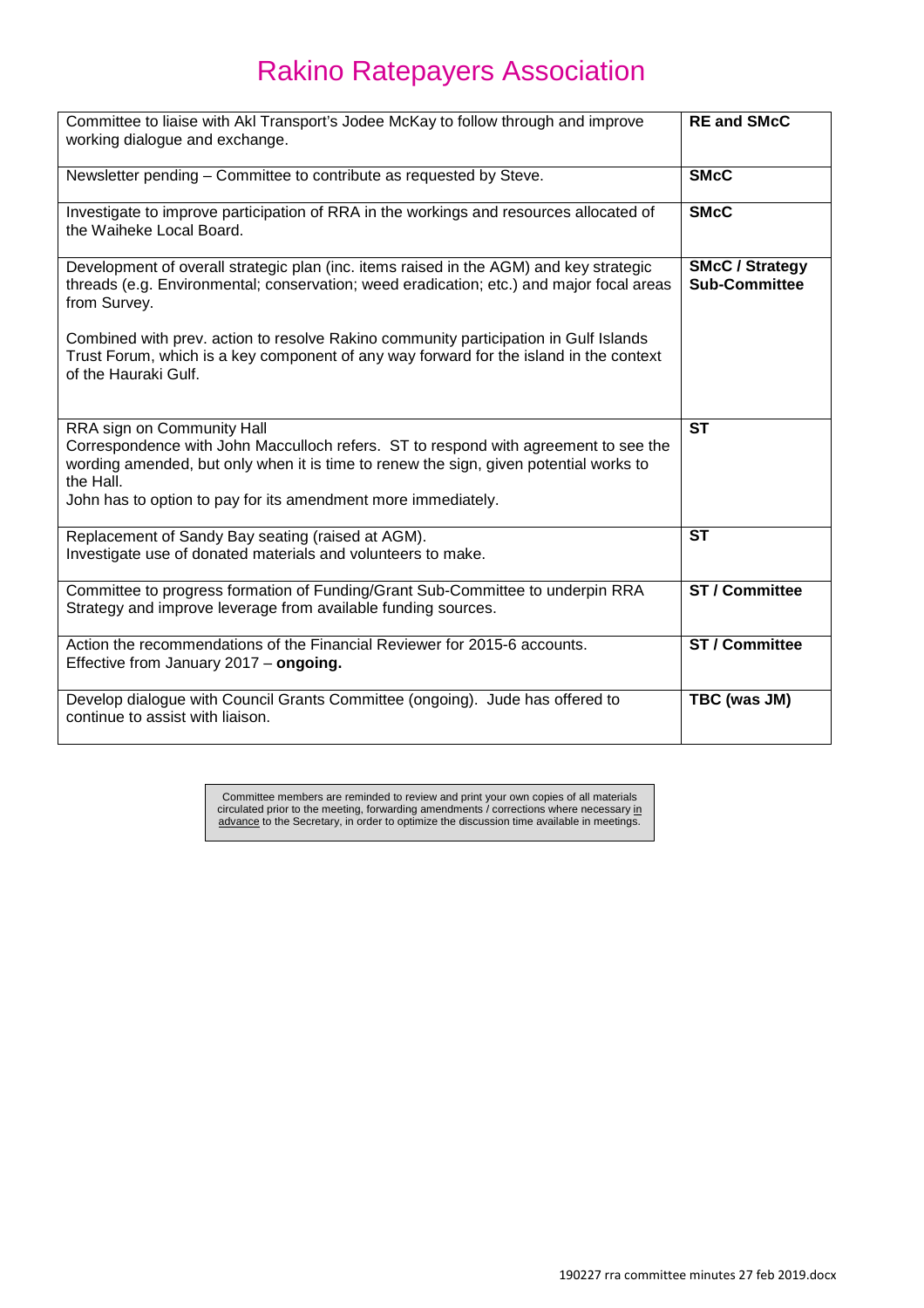# Rakino Ratepayers Association

| | |
|---|---|
| Committee to liaise with Akl Transport's Jodee McKay to follow through and improve working dialogue and exchange. | **RE and SMcC** |
| Newsletter pending – Committee to contribute as requested by Steve. | **SMcC** |
| Investigate to improve participation of RRA in the workings and resources allocated of the Waiheke Local Board. | **SMcC** |
| Development of overall strategic plan (inc. items raised in the AGM) and key strategic threads (e.g. Environmental; conservation; weed eradication; etc.) and major focal areas from Survey.<br><br>Combined with prev. action to resolve Rakino community participation in Gulf Islands Trust Forum, which is a key component of any way forward for the island in the context of the Hauraki Gulf. | **SMcC / Strategy Sub-Committee** |
| RRA sign on Community Hall<br>Correspondence with John Macculloch refers. ST to respond with agreement to see the wording amended, but only when it is time to renew the sign, given potential works to the Hall.<br>John has to option to pay for its amendment more immediately. | **ST** |
| Replacement of Sandy Bay seating (raised at AGM).<br>Investigate use of donated materials and volunteers to make. | **ST** |
| Committee to progress formation of Funding/Grant Sub-Committee to underpin RRA Strategy and improve leverage from available funding sources. | **ST / Committee** |
| Action the recommendations of the Financial Reviewer for 2015-6 accounts.<br>Effective from January 2017 – **ongoing.** | **ST / Committee** |
| Develop dialogue with Council Grants Committee (ongoing). Jude has offered to continue to assist with liaison. | **TBC (was JM)** |

Committee members are reminded to review and print your own copies of all materials circulated prior to the meeting, forwarding amendments / corrections where necessary <u>in advance</u> to the Secretary, in order to optimize the discussion time available in meetings.